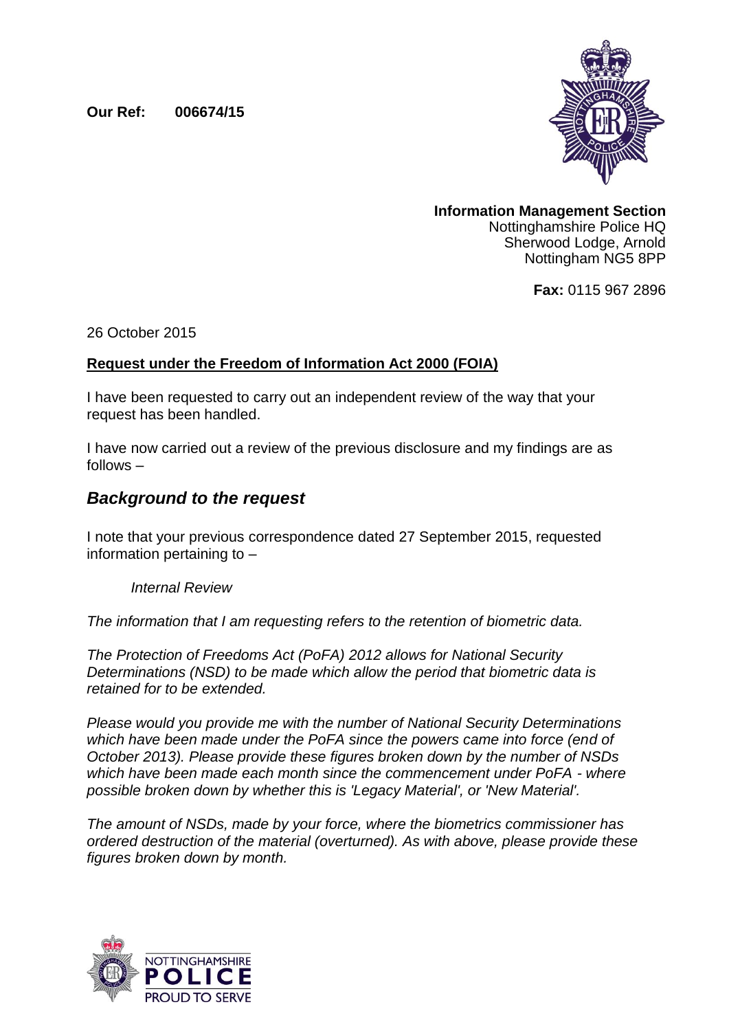**Our Ref: 006674/15**

**Information Management Section**
Nottinghamshire Police HQ
Sherwood Lodge, Arnold
Nottingham NG5 8PP

**Fax:** 0115 967 2896

26 October 2015

**Request under the Freedom of Information Act 2000 (FOIA)**

I have been requested to carry out an independent review of the way that your request has been handled.

I have now carried out a review of the previous disclosure and my findings are as follows –

## *Background to the request*

I note that your previous correspondence dated 27 September 2015, requested information pertaining to –

*Internal Review*

*The information that I am requesting refers to the retention of biometric data.*

*The Protection of Freedoms Act (PoFA) 2012 allows for National Security Determinations (NSD) to be made which allow the period that biometric data is retained for to be extended.*

*Please would you provide me with the number of National Security Determinations which have been made under the PoFA since the powers came into force (end of October 2013). Please provide these figures broken down by the number of NSDs which have been made each month since the commencement under PoFA - where possible broken down by whether this is 'Legacy Material', or 'New Material'.*

*The amount of NSDs, made by your force, where the biometrics commissioner has ordered destruction of the material (overturned). As with above, please provide these figures broken down by month.*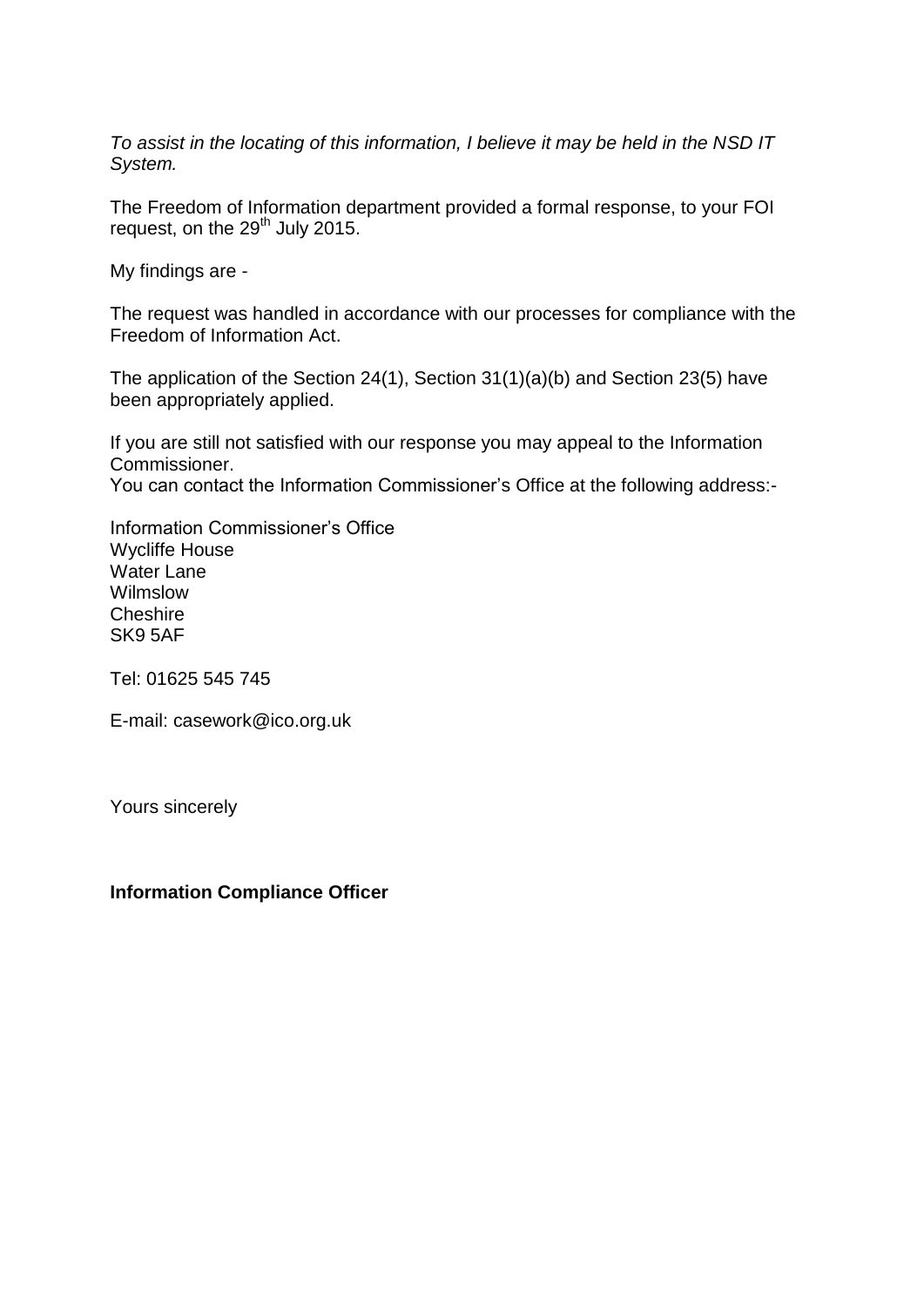*To assist in the locating of this information, I believe it may be held in the NSD IT System.*

The Freedom of Information department provided a formal response, to your FOI request, on the 29th July 2015.

My findings are -

The request was handled in accordance with our processes for compliance with the Freedom of Information Act.

The application of the Section 24(1), Section 31(1)(a)(b) and Section 23(5) have been appropriately applied.

If you are still not satisfied with our response you may appeal to the Information Commissioner.
You can contact the Information Commissioner's Office at the following address:-

Information Commissioner's Office
Wycliffe House
Water Lane
Wilmslow
Cheshire
SK9 5AF

Tel: 01625 545 745

E-mail: casework@ico.org.uk

Yours sincerely

**Information Compliance Officer**